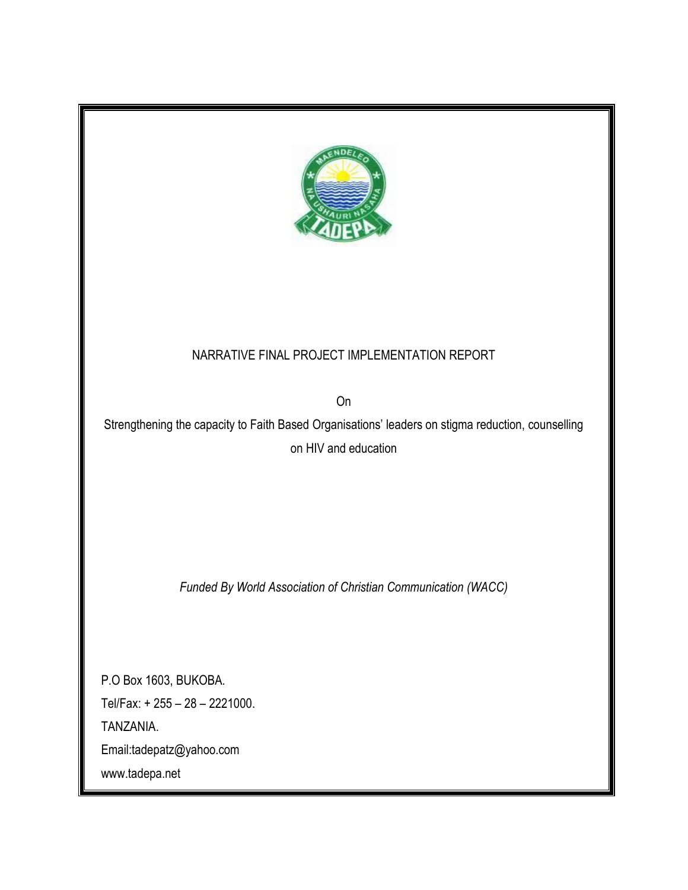NARRATIVE FINAL PROJECT IMPLEMENTATION REPORT

On

Strengthening the capacity to Faith Based Organisations' leaders on stigma reduction, counselling on HIV and education

*Funded By World Association of Christian Communication (WACC)*

P.O Box 1603, BUKOBA.

Tel/Fax: + 255 – 28 – 2221000.

TANZANIA.

Email:tadepatz@yahoo.com

www.tadepa.net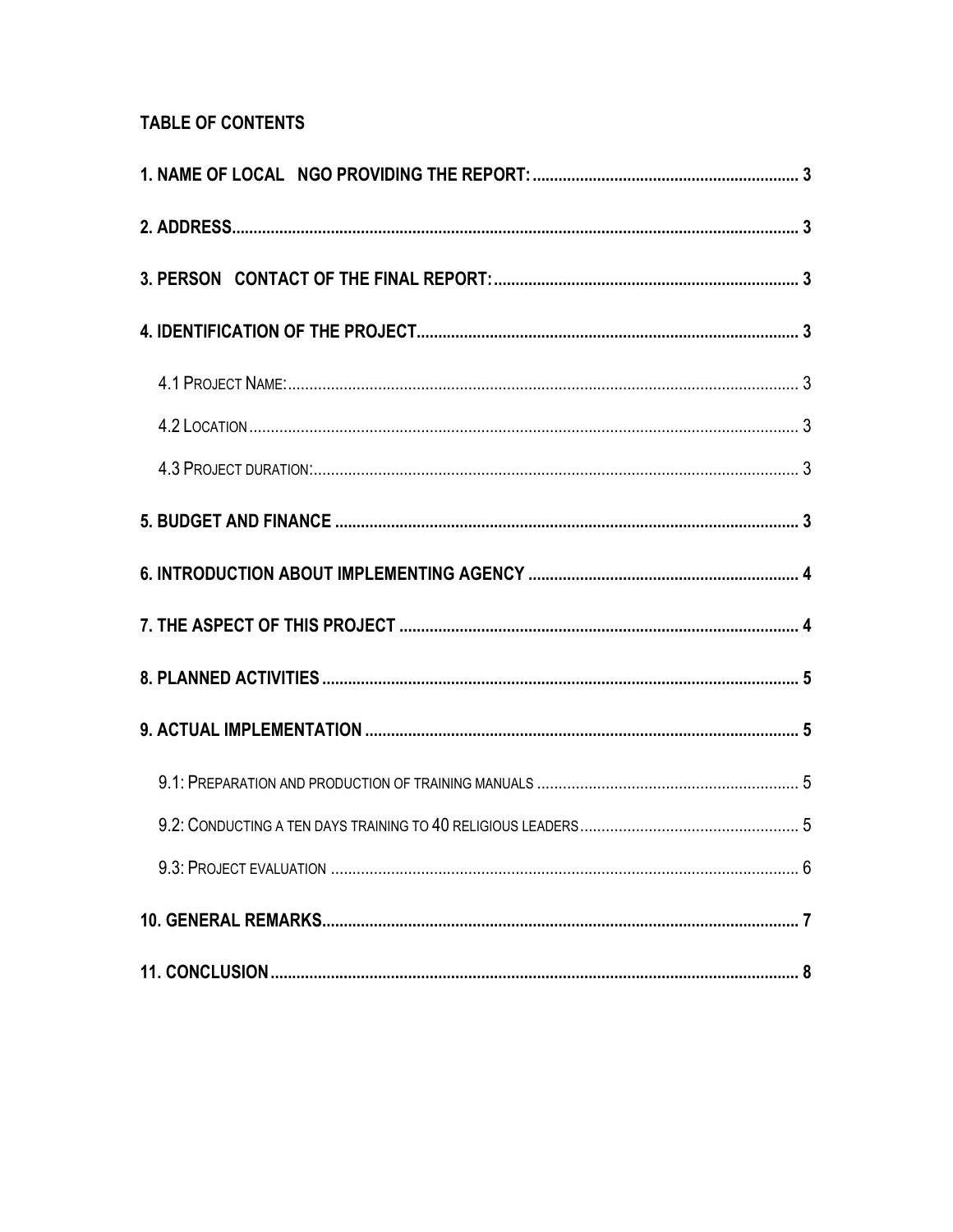**TABLE OF CONTENTS**

**1. NAME OF LOCAL NGO PROVIDING THE REPORT:** ............................................................ **3**

**2. ADDRESS** ............................................................ **3**

**3. PERSON CONTACT OF THE FINAL REPORT:** ............................................................ **3**

**4. IDENTIFICATION OF THE PROJECT** ............................................................ **3**

4.1 PROJECT NAME: ............................................................ 3

4.2 LOCATION ............................................................ 3

4.3 PROJECT DURATION: ............................................................ 3

**5. BUDGET AND FINANCE** ............................................................ **3**

**6. INTRODUCTION ABOUT IMPLEMENTING AGENCY** ............................................................ **4**

**7. THE ASPECT OF THIS PROJECT** ............................................................ **4**

**8. PLANNED ACTIVITIES** ............................................................ **5**

**9. ACTUAL IMPLEMENTATION** ............................................................ **5**

9.1: PREPARATION AND PRODUCTION OF TRAINING MANUALS ............................................................ 5

9.2: CONDUCTING A TEN DAYS TRAINING TO 40 RELIGIOUS LEADERS ............................................................ 5

9.3: PROJECT EVALUATION ............................................................ 6

**10. GENERAL REMARKS** ............................................................ **7**

**11. CONCLUSION** ............................................................ **8**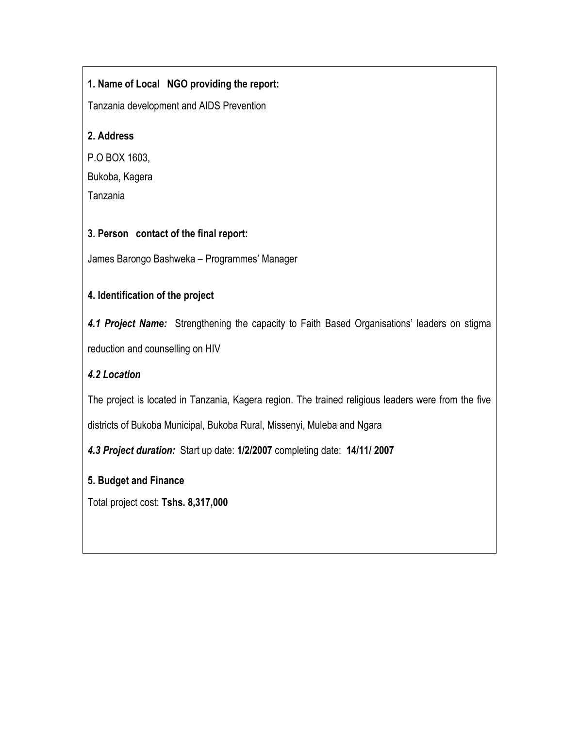**1. Name of Local NGO providing the report:**

Tanzania development and AIDS Prevention

**2. Address**

P.O BOX 1603,

Bukoba, Kagera

Tanzania

**3. Person contact of the final report:**

James Barongo Bashweka – Programmes' Manager

**4. Identification of the project**

***4.1 Project Name:*** Strengthening the capacity to Faith Based Organisations' leaders on stigma reduction and counselling on HIV

***4.2 Location***

The project is located in Tanzania, Kagera region. The trained religious leaders were from the five districts of Bukoba Municipal, Bukoba Rural, Missenyi, Muleba and Ngara

***4.3 Project duration:*** Start up date: **1/2/2007** completing date: **14/11/ 2007**

**5. Budget and Finance**

Total project cost: **Tshs. 8,317,000**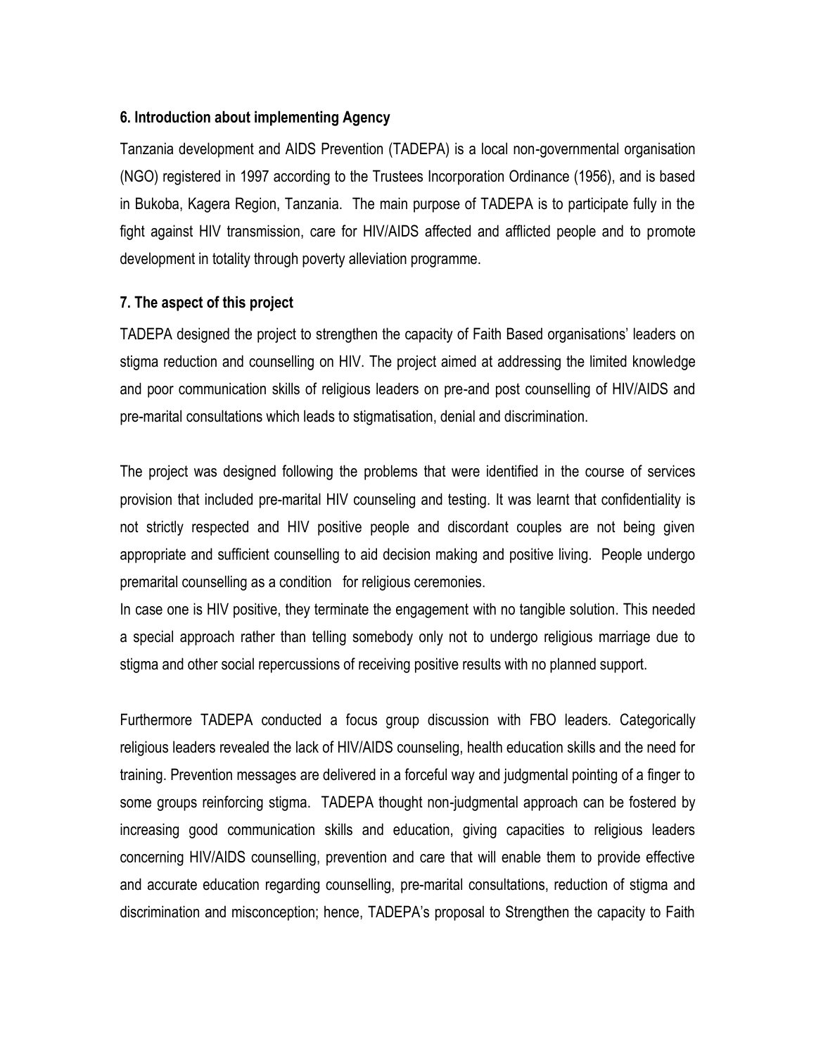### 6. Introduction about implementing Agency

Tanzania development and AIDS Prevention (TADEPA) is a local non-governmental organisation (NGO) registered in 1997 according to the Trustees Incorporation Ordinance (1956), and is based in Bukoba, Kagera Region, Tanzania. The main purpose of TADEPA is to participate fully in the fight against HIV transmission, care for HIV/AIDS affected and afflicted people and to promote development in totality through poverty alleviation programme.

### 7. The aspect of this project

TADEPA designed the project to strengthen the capacity of Faith Based organisations' leaders on stigma reduction and counselling on HIV. The project aimed at addressing the limited knowledge and poor communication skills of religious leaders on pre-and post counselling of HIV/AIDS and pre-marital consultations which leads to stigmatisation, denial and discrimination.

The project was designed following the problems that were identified in the course of services provision that included pre-marital HIV counseling and testing. It was learnt that confidentiality is not strictly respected and HIV positive people and discordant couples are not being given appropriate and sufficient counselling to aid decision making and positive living. People undergo premarital counselling as a condition for religious ceremonies.

In case one is HIV positive, they terminate the engagement with no tangible solution. This needed a special approach rather than telling somebody only not to undergo religious marriage due to stigma and other social repercussions of receiving positive results with no planned support.

Furthermore TADEPA conducted a focus group discussion with FBO leaders. Categorically religious leaders revealed the lack of HIV/AIDS counseling, health education skills and the need for training. Prevention messages are delivered in a forceful way and judgmental pointing of a finger to some groups reinforcing stigma. TADEPA thought non-judgmental approach can be fostered by increasing good communication skills and education, giving capacities to religious leaders concerning HIV/AIDS counselling, prevention and care that will enable them to provide effective and accurate education regarding counselling, pre-marital consultations, reduction of stigma and discrimination and misconception; hence, TADEPA's proposal to Strengthen the capacity to Faith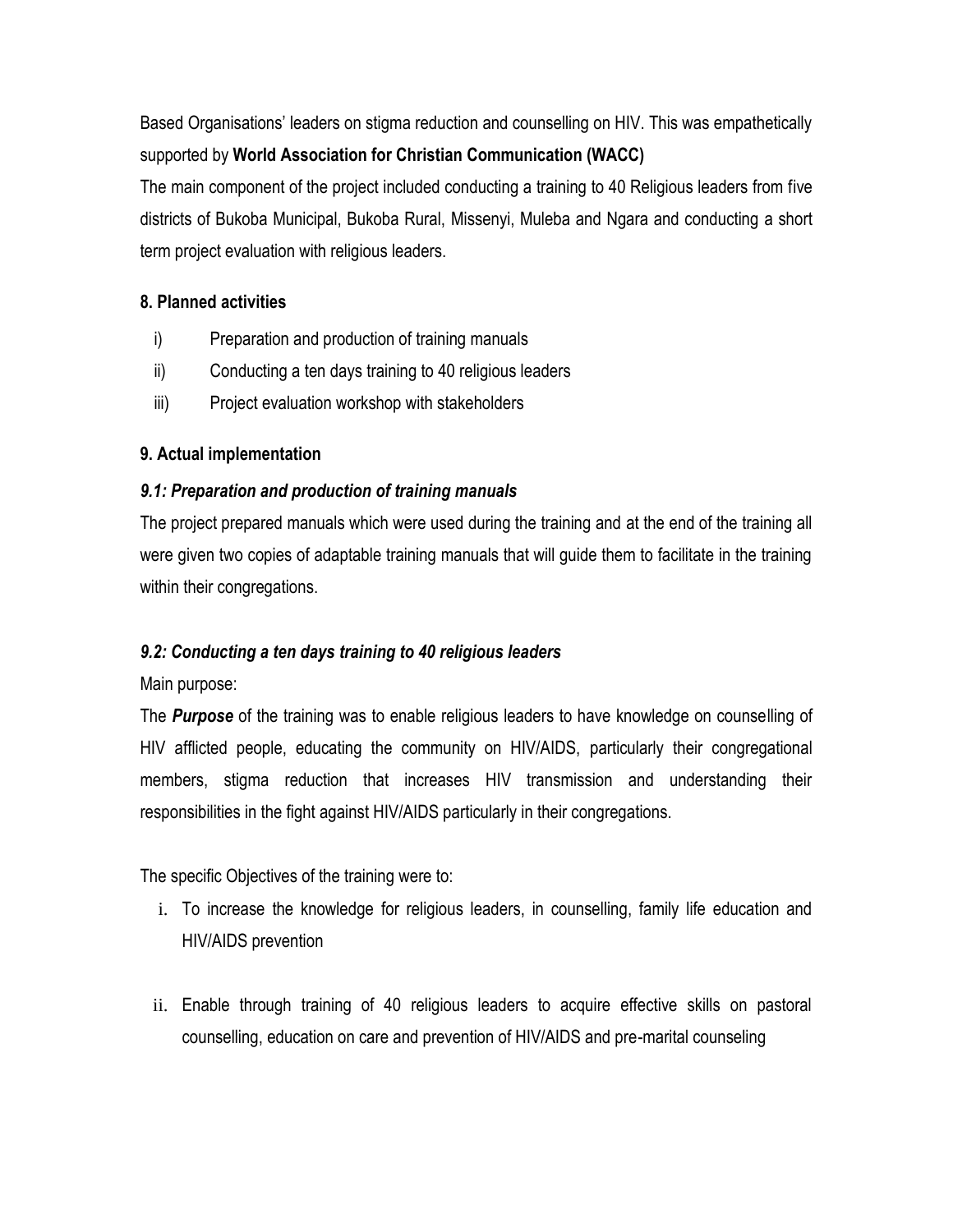Based Organisations' leaders on stigma reduction and counselling on HIV. This was empathetically supported by **World Association for Christian Communication (WACC)**

The main component of the project included conducting a training to 40 Religious leaders from five districts of Bukoba Municipal, Bukoba Rural, Missenyi, Muleba and Ngara and conducting a short term project evaluation with religious leaders.

### 8. Planned activities

i) Preparation and production of training manuals
ii) Conducting a ten days training to 40 religious leaders
iii) Project evaluation workshop with stakeholders

### 9. Actual implementation

#### *9.1: Preparation and production of training manuals*

The project prepared manuals which were used during the training and at the end of the training all were given two copies of adaptable training manuals that will guide them to facilitate in the training within their congregations.

#### *9.2: Conducting a ten days training to 40 religious leaders*

Main purpose:

The ***Purpose*** of the training was to enable religious leaders to have knowledge on counselling of HIV afflicted people, educating the community on HIV/AIDS, particularly their congregational members, stigma reduction that increases HIV transmission and understanding their responsibilities in the fight against HIV/AIDS particularly in their congregations.

The specific Objectives of the training were to:

i. To increase the knowledge for religious leaders, in counselling, family life education and HIV/AIDS prevention

ii. Enable through training of 40 religious leaders to acquire effective skills on pastoral counselling, education on care and prevention of HIV/AIDS and pre-marital counseling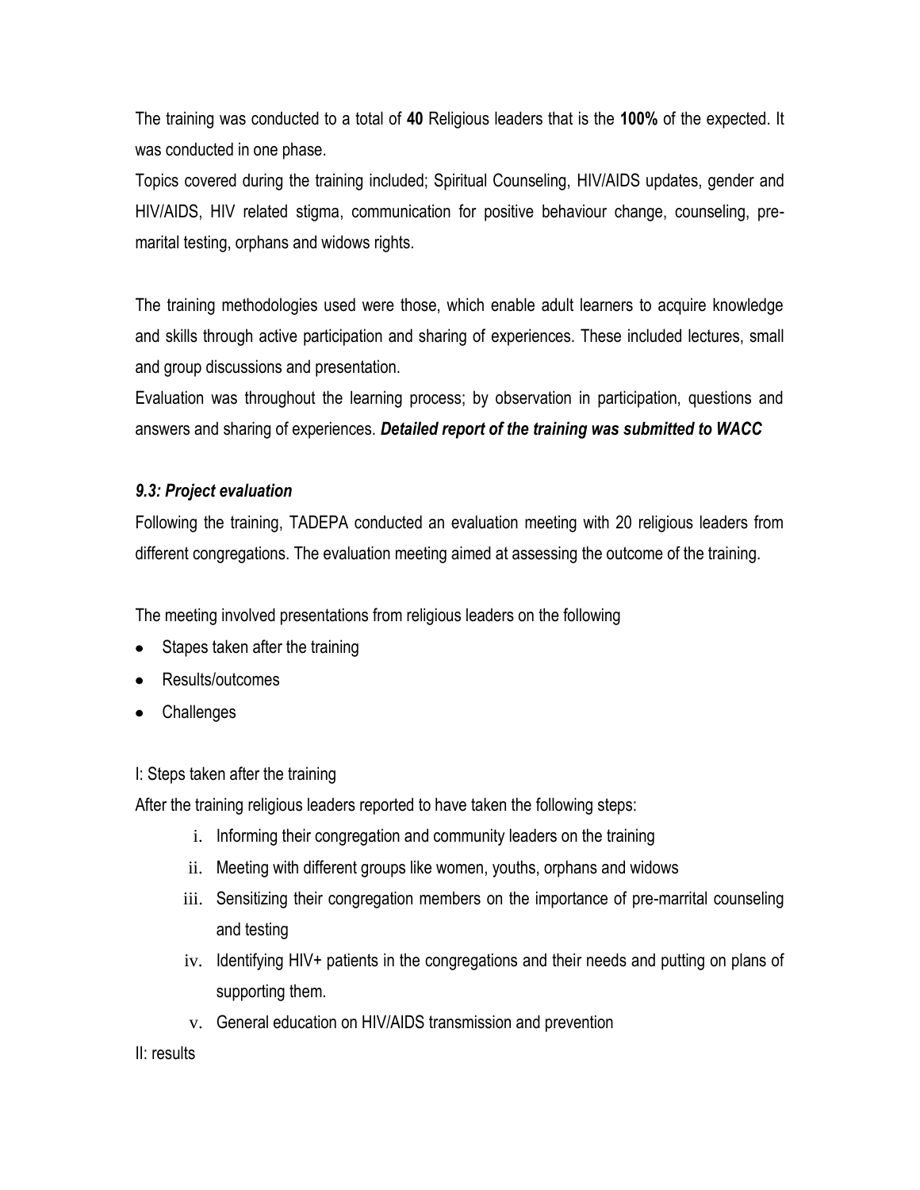The training was conducted to a total of **40** Religious leaders that is the **100%** of the expected. It was conducted in one phase.

Topics covered during the training included; Spiritual Counseling, HIV/AIDS updates, gender and HIV/AIDS, HIV related stigma, communication for positive behaviour change, counseling, pre-marital testing, orphans and widows rights.

The training methodologies used were those, which enable adult learners to acquire knowledge and skills through active participation and sharing of experiences. These included lectures, small and group discussions and presentation.

Evaluation was throughout the learning process; by observation in participation, questions and answers and sharing of experiences. ***Detailed report of the training was submitted to WACC***

### *9.3: Project evaluation*

Following the training, TADEPA conducted an evaluation meeting with 20 religious leaders from different congregations. The evaluation meeting aimed at assessing the outcome of the training.

The meeting involved presentations from religious leaders on the following

- Stapes taken after the training
- Results/outcomes
- Challenges

I: Steps taken after the training

After the training religious leaders reported to have taken the following steps:

i. Informing their congregation and community leaders on the training
ii. Meeting with different groups like women, youths, orphans and widows
iii. Sensitizing their congregation members on the importance of pre-marrital counseling and testing
iv. Identifying HIV+ patients in the congregations and their needs and putting on plans of supporting them.
v. General education on HIV/AIDS transmission and prevention

II: results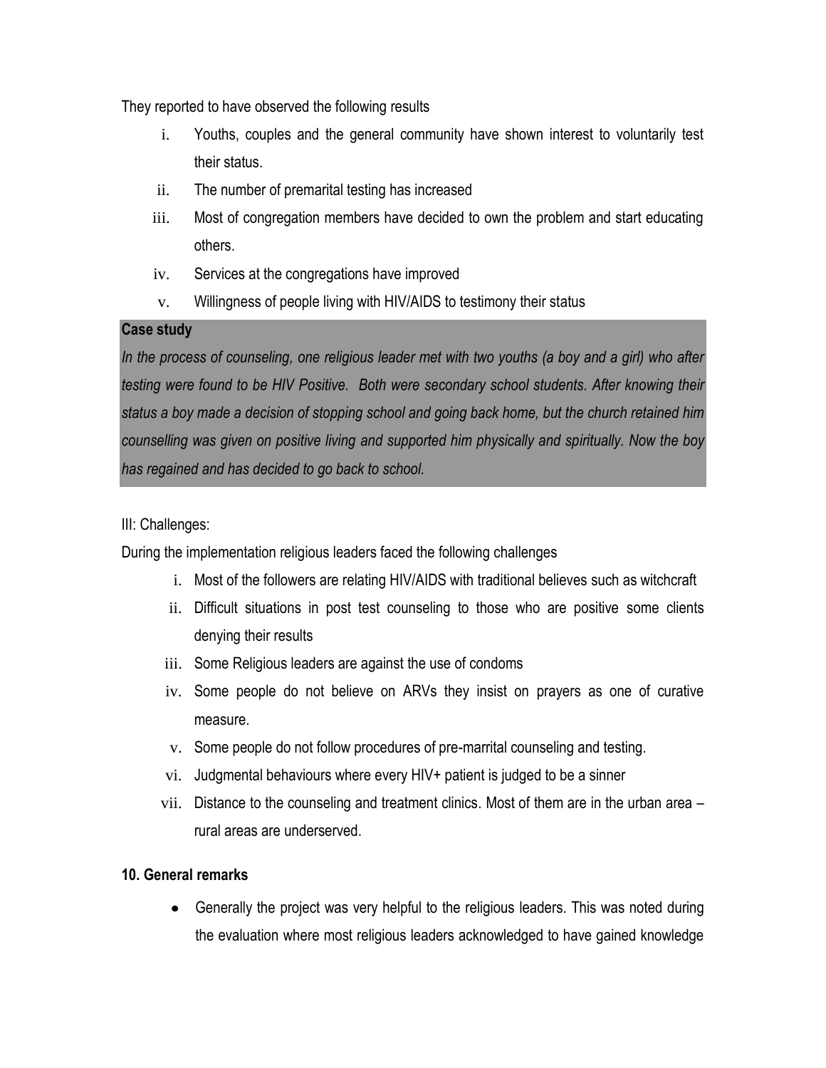They reported to have observed the following results

i. Youths, couples and the general community have shown interest to voluntarily test their status.
ii. The number of premarital testing has increased
iii. Most of congregation members have decided to own the problem and start educating others.
iv. Services at the congregations have improved
v. Willingness of people living with HIV/AIDS to testimony their status

**Case study**

*In the process of counseling, one religious leader met with two youths (a boy and a girl) who after testing were found to be HIV Positive. Both were secondary school students. After knowing their status a boy made a decision of stopping school and going back home, but the church retained him counselling was given on positive living and supported him physically and spiritually. Now the boy has regained and has decided to go back to school.*

III: Challenges:

During the implementation religious leaders faced the following challenges

i. Most of the followers are relating HIV/AIDS with traditional believes such as witchcraft
ii. Difficult situations in post test counseling to those who are positive some clients denying their results
iii. Some Religious leaders are against the use of condoms
iv. Some people do not believe on ARVs they insist on prayers as one of curative measure.
v. Some people do not follow procedures of pre-marrital counseling and testing.
vi. Judgmental behaviours where every HIV+ patient is judged to be a sinner
vii. Distance to the counseling and treatment clinics. Most of them are in the urban area – rural areas are underserved.

**10. General remarks**

- Generally the project was very helpful to the religious leaders. This was noted during the evaluation where most religious leaders acknowledged to have gained knowledge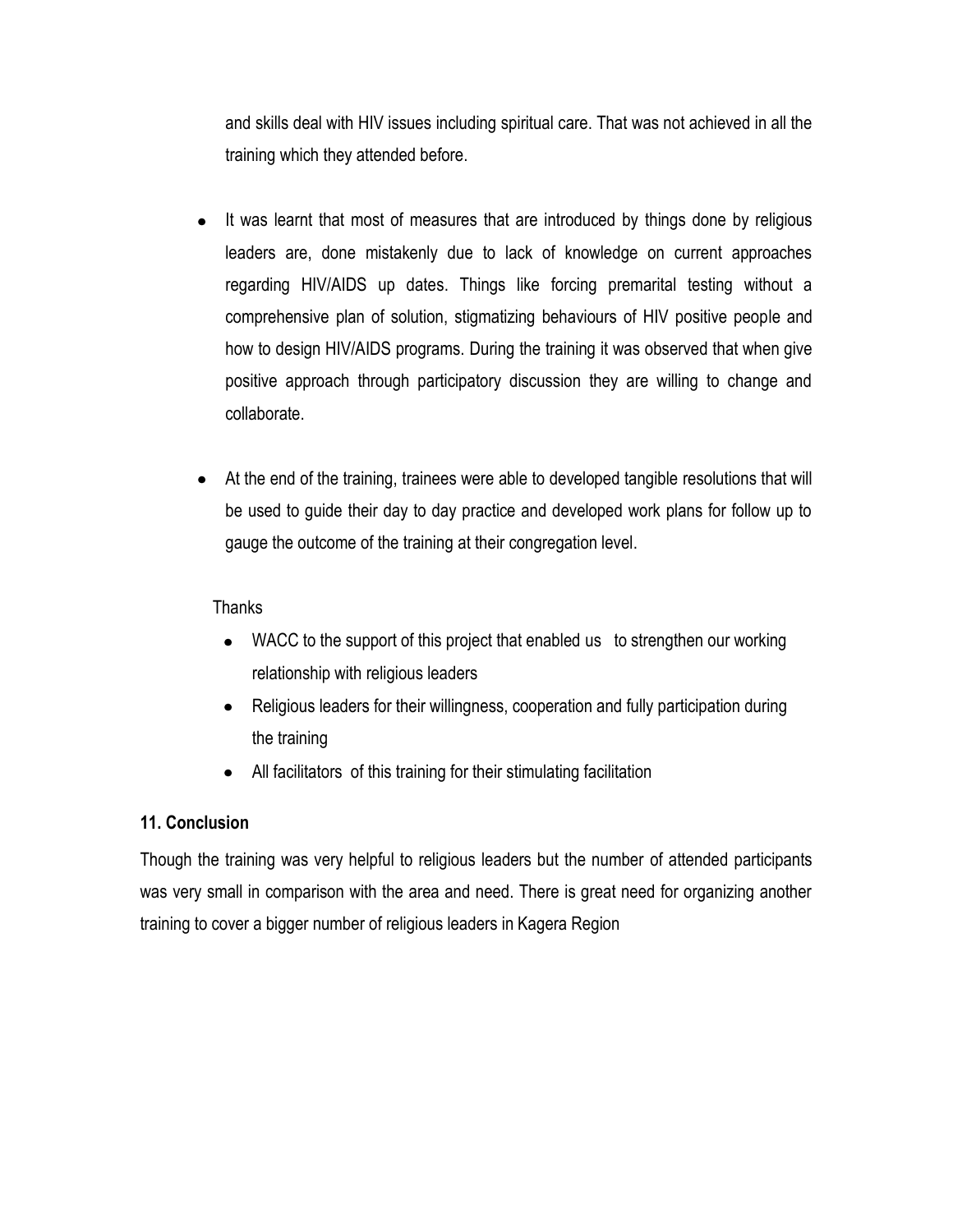and skills deal with HIV issues including spiritual care. That was not achieved in all the training which they attended before.

- It was learnt that most of measures that are introduced by things done by religious leaders are, done mistakenly due to lack of knowledge on current approaches regarding HIV/AIDS up dates. Things like forcing premarital testing without a comprehensive plan of solution, stigmatizing behaviours of HIV positive people and how to design HIV/AIDS programs. During the training it was observed that when give positive approach through participatory discussion they are willing to change and collaborate.

- At the end of the training, trainees were able to developed tangible resolutions that will be used to guide their day to day practice and developed work plans for follow up to gauge the outcome of the training at their congregation level.

Thanks

- WACC to the support of this project that enabled us to strengthen our working relationship with religious leaders
- Religious leaders for their willingness, cooperation and fully participation during the training
- All facilitators of this training for their stimulating facilitation

**11. Conclusion**

Though the training was very helpful to religious leaders but the number of attended participants was very small in comparison with the area and need. There is great need for organizing another training to cover a bigger number of religious leaders in Kagera Region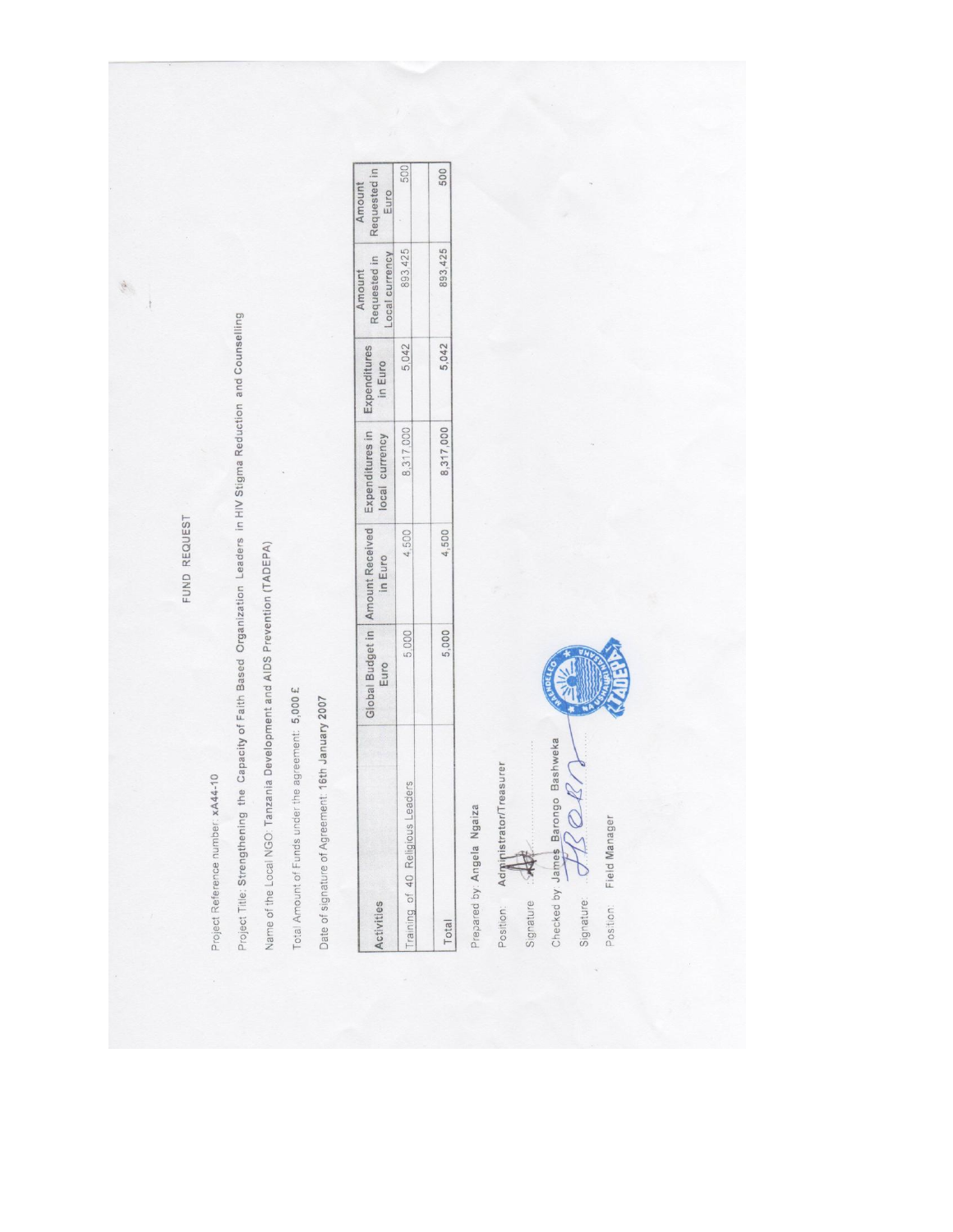# FUND REQUEST

Project Reference number: **xA44-10**

Project Title: **Strengthening the Capacity of Faith Based Organization Leaders in HIV Stigma Reduction and Counselling**

Name of the Local NGO: **Tanzania Development and AIDS Prevention (TADEPA)**

Total Amount of Funds under the agreement: **5,000 £**

Date of signature of Agreement: **16th January 2007**

| Activities | Global Budget in Euro | Amount Received in Euro | Expenditures in local currency | Expenditures in Euro | Amount Requested in Local currency | Amount Requested in Euro |
|---|---|---|---|---|---|---|
| Training of 40 Religious Leaders | 5,000 | 4,500 | 8,317,000 | 5,042 | 893,425 | 500 |
| | | | | | | |
| Total | 5,000 | 4,500 | 8,317,000 | 5,042 | 893,425 | 500 |

Prepared by: **Angela Ngaiza**

Position: Administrator/Treasurer

Signature: ..........................

Checked by: **James Barongo Bashweka**

Signature: ..........................

Position: Field Manager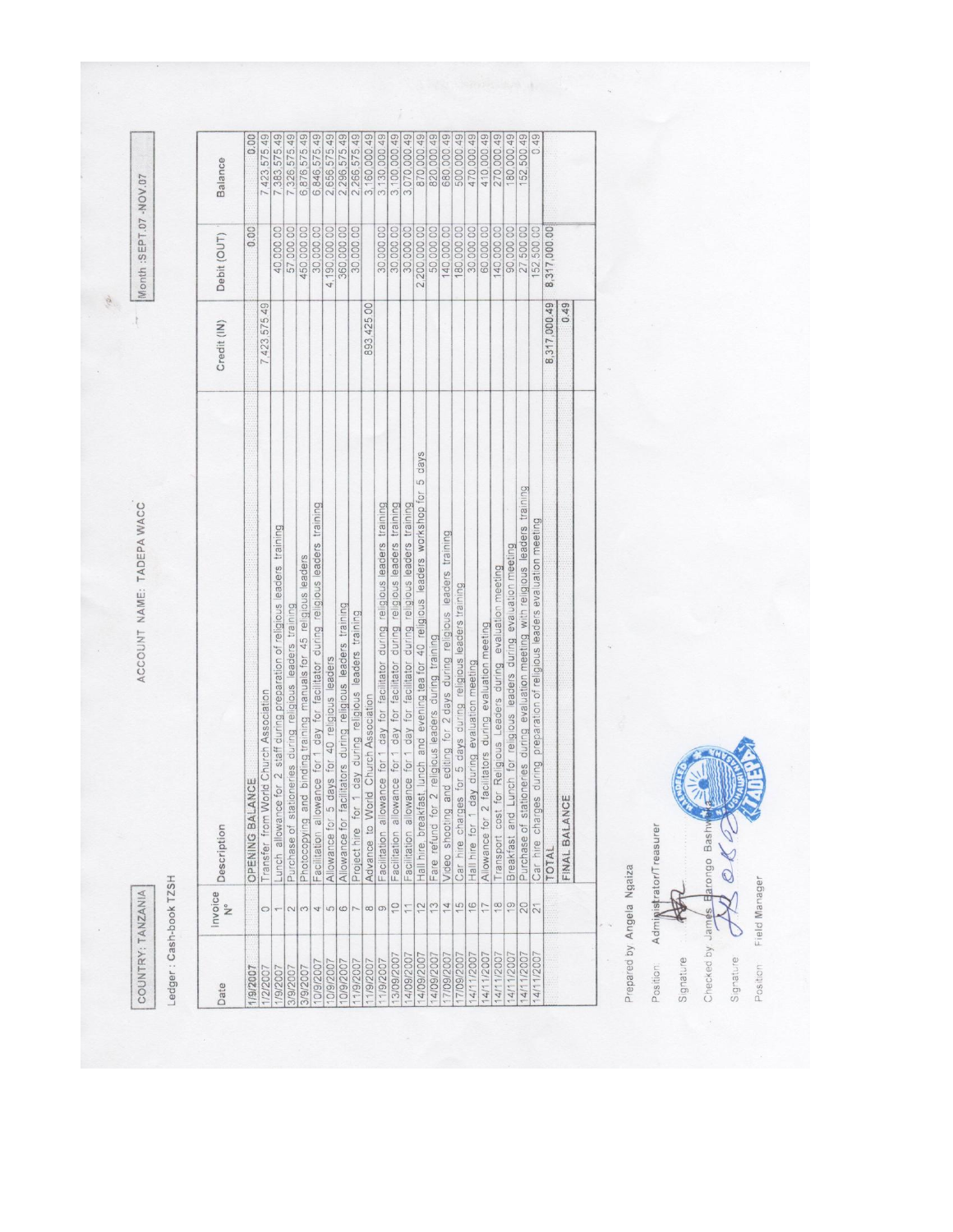COUNTRY: TANZANIA

ACCOUNT NAME: TADEPA WACC

Month : SEPT.07 -NOV.07

Ledger : Cash-book TZSH

| Date | Invoice N° | Description | Credit (IN) | Debit (OUT) | Balance |
|---|---|---|---|---|---|
| 1/9/2007 | | OPENING BALANCE | | 0.00 | 0.00 |
| 1/2/2007 | 0 | Transfer from World Church Association | 7,423,575.49 | | 7,423,575.49 |
| 1/9/2007 | 1 | Lunch allowance for 2 staff during preparation of religious leaders training | | 40,000.00 | 7,383,575.49 |
| 3/9/2007 | 2 | Purchase of stationeries during religious leaders training | | 57,000.00 | 7,326,575.49 |
| 3/9/2007 | 3 | Photocopying and binding training manuals for 45 religious leaders | | 450,000.00 | 6,876,575.49 |
| 10/9/2007 | 4 | Facilitation allowance for 1 day for facilitator during religious leaders training | | 30,000.00 | 6,846,575.49 |
| 10/9/2007 | 5 | Allowance for 5 days for 40 religious leaders | | 4,190,000.00 | 2,656,575.49 |
| 10/9/2007 | 6 | Allowance for facilitators during religious leaders training | | 360,000.00 | 2,296,575.49 |
| 11/9/2007 | 7 | Project hire for 1 day during religious leaders training | | 30,000.00 | 2,266,575.49 |
| 11/9/2007 | 8 | Advance to World Church Association | 893,425.00 | | 3,160,000.49 |
| 11/9/2007 | 9 | Facilitation allowance for 1 day for facilitator during religious leaders training | | 30,000.00 | 3,130,000.49 |
| 13/09/2007 | 10 | Facilitation allowance for 1 day for facilitator during religious leaders training | | 30,000.00 | 3,100,000.49 |
| 14/09/2007 | 11 | Facilitation allowance for 1 day for facilitator during religious leaders training | | 30,000.00 | 3,070,000.49 |
| 14/09/2007 | 12 | Hall hire, breakfast, lunch and evening tea for 40 religious leaders workshop for 5 days | | 2,200,000.00 | 870,000.49 |
| 14/09/2007 | 13 | Fare refund for 2 religious leaders during training | | 50,000.00 | 820,000.49 |
| 17/09/2007 | 14 | Video shooting and editing for 2 days during religious leaders training | | 140,000.00 | 680,000.49 |
| 17/09/2007 | 15 | Car hire charges for 5 days during religious leaders training | | 180,000.00 | 500,000.49 |
| 14/11/2007 | 16 | Hall hire for 1 day during evaluation meeting | | 30,000.00 | 470,000.49 |
| 14/11/2007 | 17 | Allowance for 2 facilitators during evaluation meeting | | 60,000.00 | 410,000.49 |
| 14/11/2007 | 18 | Transport cost for Religious Leaders during evaluation meeting | | 140,000.00 | 270,000.49 |
| 14/11/2007 | 19 | Breakfast and Lunch for religious leaders during evaluation meeting | | 90,000.00 | 180,000.49 |
| 14/11/2007 | 20 | Purchase of stationeries during evaluation meeting with religious leaders training | | 27,500.00 | 152,500.49 |
| 14/11/2007 | 21 | Car hire charges during preparation of religious leaders evaluation meeting | | 152,500.00 | 0.49 |
| | | TOTAL | 8,317,000.49 | 8,317,000.00 | |
| | | FINAL BALANCE | 0.49 | | |

Prepared by Angela Ngaiza

Position: Administrator/Treasurer

Signature: ..........

Checked by James Barongo Bashwira

Signature: ..........

Position: Field Manager